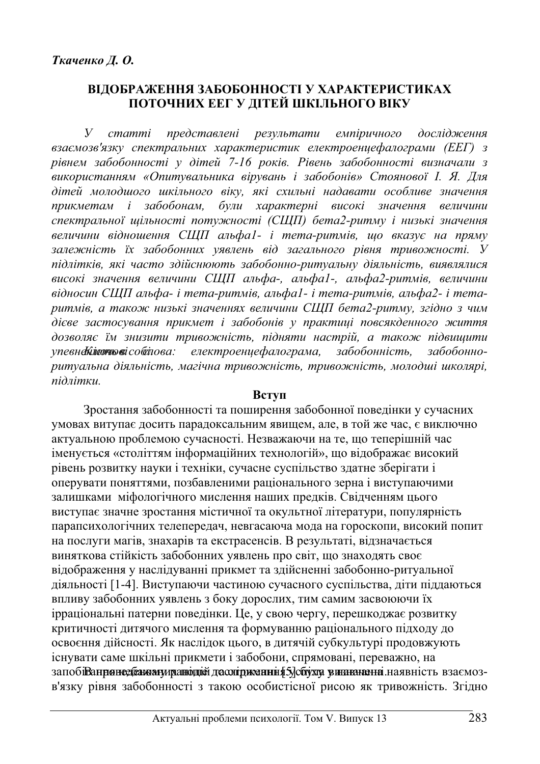*Ткаченко Д. О.*

# ВІДОБРАЖЕННЯ ЗАБОБОННОСТІ У ХАРАКТЕРИСТИКАХ ПОТОЧНИХ ЕЕГ У ДІТЕЙ ШКІЛЬНОГО ВІКУ

*У статті представлені результати емпіричного дослідження взаємозв'язку спектральних характеристик електроенцефалограми (ЕЕГ) з рівнем забобонності у дітей 7-16 років. Рівень забобонності визначали з використанням «Опитувальника вірувань і забобонів» Стоянової І. Я. Для дітей молодшого шкільного віку, які схильні надавати особливе значення прикметам і забобонам, були характерні високі значення величини спектральної щільності потужності (СЩП) бета2-ритму і низькі значення величини відношення СЩП альфа1- і тета-ритмів, що вказує на пряму залежність їх забобонних уявлень від загального рівня тривожності. У підлітків, які часто здійснюють забобонно-ритуальну діяльність, виявлялися високі значення величини СЩП альфа-, альфа1-, альфа2-ритмів, величини відносин СЩП альфа- і тета-ритмів, альфа1- і тета-ритмів, альфа2- і тета-ритмів, а також низькі значеннях величини СЩП бета2-ритму, згідно з чим дієве застосування прикмет і забобонів у практиці повсякденного життя дозволяє їм знизити тривожність, підняти настрій, а також підвищити упевненість в собі.*

*Ключові слова: електроенцефалограма, забобонність, забобонно-ритуальна діяльність, магічна тривожність, тривожність, молодші школярі, підлітки.*

## Вступ

Зростання забобонності та поширення забобонної поведінки у сучасних умовах витупає досить парадоксальним явищем, але, в той же час, є виключно актуальною проблемою сучасності. Незважаючи на те, що теперішній час іменується «століттям інформаційних технологій», що відображає високий рівень розвитку науки і техніки, сучасне суспільство здатне зберігати і оперувати поняттями, позбавленими раціонального зерна і виступаючими залишками міфологічного мислення наших предків. Свідченням цього виступає значне зростання містичної та окультної літератури, популярність парапсихологічних телепередач, невгасаюча мода на гороскопи, високий попит на послуги магів, знахарів та екстрасенсів. В результаті, відзначається виняткова стійкість забобонних уявлень про світ, що знаходять своє відображення у наслідуванні прикмет та здійсненні забобонно-ритуальної діяльності [1-4]. Виступаючи частиною сучасного суспільства, діти піддаються впливу забобонних уявлень з боку дорослих, тим самим засвоюючи їх ірраціональні патерни поведінки. Це, у свою чергу, перешкоджає розвитку критичності дитячого мислення та формуванню раціонального підходу до освоєння дійсності. Як наслідок цього, в дитячій субкультурі продовжують існувати саме шкільні прикмети і забобони, спрямовані, переважно, на запобігання невдачам у шкільній діяльності [5]. В ряді досліджень встановлена наявність взаємозв'язку рівня забобонності з такою особистісної рисою як тривожність. Згідно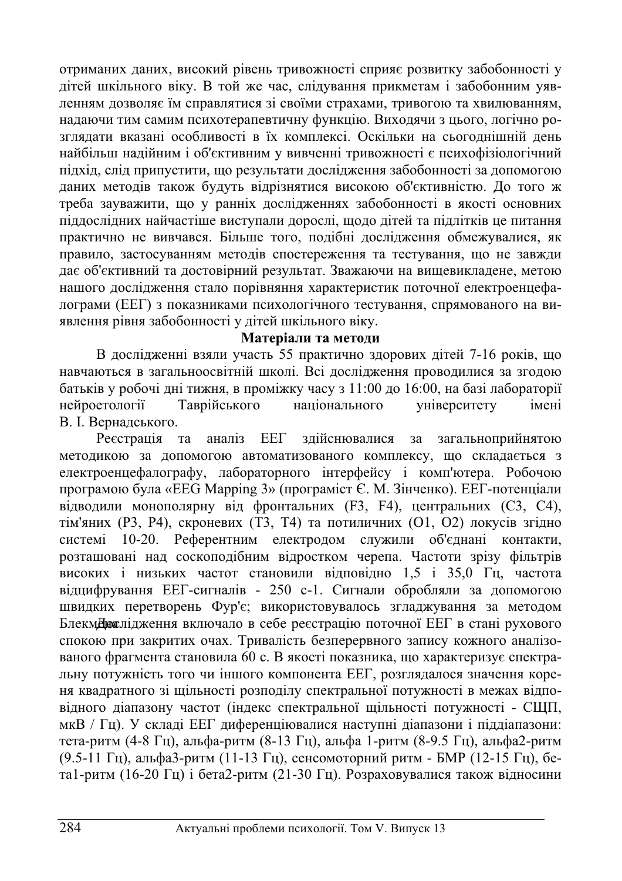отриманих даних, високий рівень тривожності сприяє розвитку забобонності у дітей шкільного віку. В той же час, слідування прикметам і забобонним уявленням дозволяє їм справлятися зі своїми страхами, тривогою та хвилюванням, надаючи тим самим психотерапевтичну функцію. Виходячи з цього, логічно розглядати вказані особливості в їх комплексі. Оскільки на сьогоднішній день найбільш надійним і об'єктивним у вивченні тривожності є психофізіологічний підхід, слід припустити, що результати дослідження забобонності за допомогою даних методів також будуть відрізнятися високою об'єктивністю. До того ж треба зауважити, що у ранніх дослідженнях забобонності в якості основних піддослідних найчастіше виступали дорослі, щодо дітей та підлітків це питання практично не вивчався. Більше того, подібні дослідження обмежувалися, як правило, застосуванням методів спостереження та тестування, що не завжди дає об'єктивний та достовірний результат. Зважаючи на вищевикладене, метою нашого дослідження стало порівняння характеристик поточної електроенцефалограми (ЕЕГ) з показниками психологічного тестування, спрямованого на виявлення рівня забобонності у дітей шкільного віку.

## Матеріали та методи

В дослідженні взяли участь 55 практично здорових дітей 7-16 років, що навчаються в загальноосвітній школі. Всі дослідження проводилися за згодою батьків у робочі дні тижня, в проміжку часу з 11:00 до 16:00, на базі лабораторії нейроетології Таврійського національного університету імені В. І. Вернадського.

Реєстрація та аналіз ЕЕГ здійснювалися за загальноприйнятою методикою за допомогою автоматизованого комплексу, що складається з електроенцефалографу, лабораторного інтерфейсу і комп'ютера. Робочою програмою була «EEG Mapping 3» (програміст Є. М. Зінченко). ЕЕГ-потенціали відводили монополярну від фронтальних (F3, F4), центральних (C3, C4), тім'яних (P3, P4), скроневих (T3, T4) та потиличних (O1, O2) локусів згідно системі 10-20. Референтним електродом служили об'єднані контакти, розташовані над соскоподібним відростком черепа. Частоти зрізу фільтрів високих і низьких частот становили відповідно 1,5 і 35,0 Гц, частота відцифрування ЕЕГ-сигналів - 250 с-1. Сигнали обробляли за допомогою швидких перетворень Фур'є; використовувалось згладжування за методом Блекмана. Дослідження включало в себе реєстрацію поточної ЕЕГ в стані рухового спокою при закритих очах. Тривалість безперервного запису кожного аналізованого фрагмента становила 60 с. В якості показника, що характеризує спектральну потужність того чи іншого компонента ЕЕГ, розглядалося значення кореня квадратного зі щільності розподілу спектральної потужності в межах відповідного діапазону частот (індекс спектральної щільності потужності - СЩП, мкВ / Гц). У складі ЕЕГ диференціювалися наступні діапазони і піддіапазони: тета-ритм (4-8 Гц), альфа-ритм (8-13 Гц), альфа 1-ритм (8-9.5 Гц), альфа2-ритм (9.5-11 Гц), альфа3-ритм (11-13 Гц), сенсомоторний ритм - БМР (12-15 Гц), бета1-ритм (16-20 Гц) і бета2-ритм (21-30 Гц). Розраховувалися також відносини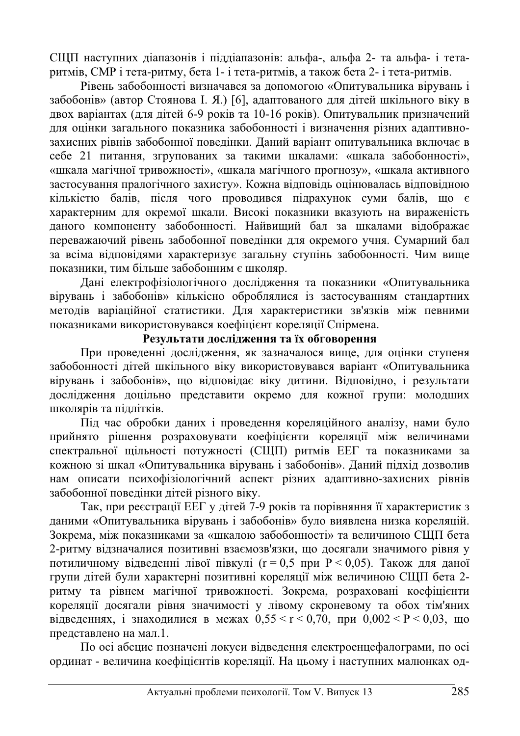СЩП наступних діапазонів і піддіапазонів: альфа-, альфа 2- та альфа- і тета-ритмів, СМР і тета-ритму, бета 1- і тета-ритмів, а також бета 2- і тета-ритмів.

Рівень забобонності визначався за допомогою «Опитувальника вірувань і забобонів» (автор Стоянова І. Я.) [6], адаптованого для дітей шкільного віку в двох варіантах (для дітей 6-9 років та 10-16 років). Опитувальник призначений для оцінки загального показника забобонності і визначення різних адаптивно-захисних рівнів забобонної поведінки. Даний варіант опитувальника включає в себе 21 питання, згрупованих за такими шкалами: «шкала забобонності», «шкала магічної тривожності», «шкала магічного прогнозу», «шкала активного застосування пралогічного захисту». Кожна відповідь оцінювалась відповідною кількістю балів, після чого проводився підрахунок суми балів, що є характерним для окремої шкали. Високі показники вказують на вираженість даного компоненту забобонності. Найвищий бал за шкалами відображає переважаючий рівень забобонної поведінки для окремого учня. Сумарний бал за всіма відповідями характеризує загальну ступінь забобонності. Чим вище показники, тим більше забобонним є школяр.

Дані електрофізіологічного дослідження та показники «Опитувальника вірувань і забобонів» кількісно оброблялися із застосуванням стандартних методів варіаційної статистики. Для характеристики зв'язків між певними показниками використовувався коефіцієнт кореляції Спірмена.

## Результати дослідження та їх обговорення

При проведенні дослідження, як зазначалося вище, для оцінки ступеня забобонності дітей шкільного віку використовувався варіант «Опитувальника вірувань і забобонів», що відповідає віку дитини. Відповідно, і результати дослідження доцільно представити окремо для кожної групи: молодших школярів та підлітків.

Під час обробки даних і проведення кореляційного аналізу, нами було прийнято рішення розраховувати коефіцієнти кореляції між величинами спектральної щільності потужності (СЩП) ритмів ЕЕГ та показниками за кожною зі шкал «Опитувальника вірувань і забобонів». Даний підхід дозволив нам описати психофізіологічний аспект різних адаптивно-захисних рівнів забобонної поведінки дітей різного віку.

Так, при реєстрації ЕЕГ у дітей 7-9 років та порівняння її характеристик з даними «Опитувальника вірувань і забобонів» було виявлена низка кореляцій. Зокрема, між показниками за «шкалою забобонності» та величиною СЩП бета 2-ритму відзначалися позитивні взаємозв'язки, що досягали значимого рівня у потиличному відведенні лівої півкулі ($r = 0,5$ при $P < 0,05$). Також для даної групи дітей були характерні позитивні кореляції між величиною СЩП бета 2-ритму та рівнем магічної тривожності. Зокрема, розраховані коефіцієнти кореляції досягали рівня значимості у лівому скроневому та обох тім'яних відведеннях, і знаходилися в межах $0,55 < r < 0,70$, при $0,002 < P < 0,03$, що представлено на мал.1.

По осі абсцис позначені локуси відведення електроенцефалограми, по осі ординат - величина коефіцієнтів кореляції. На цьому і наступних малюнках од-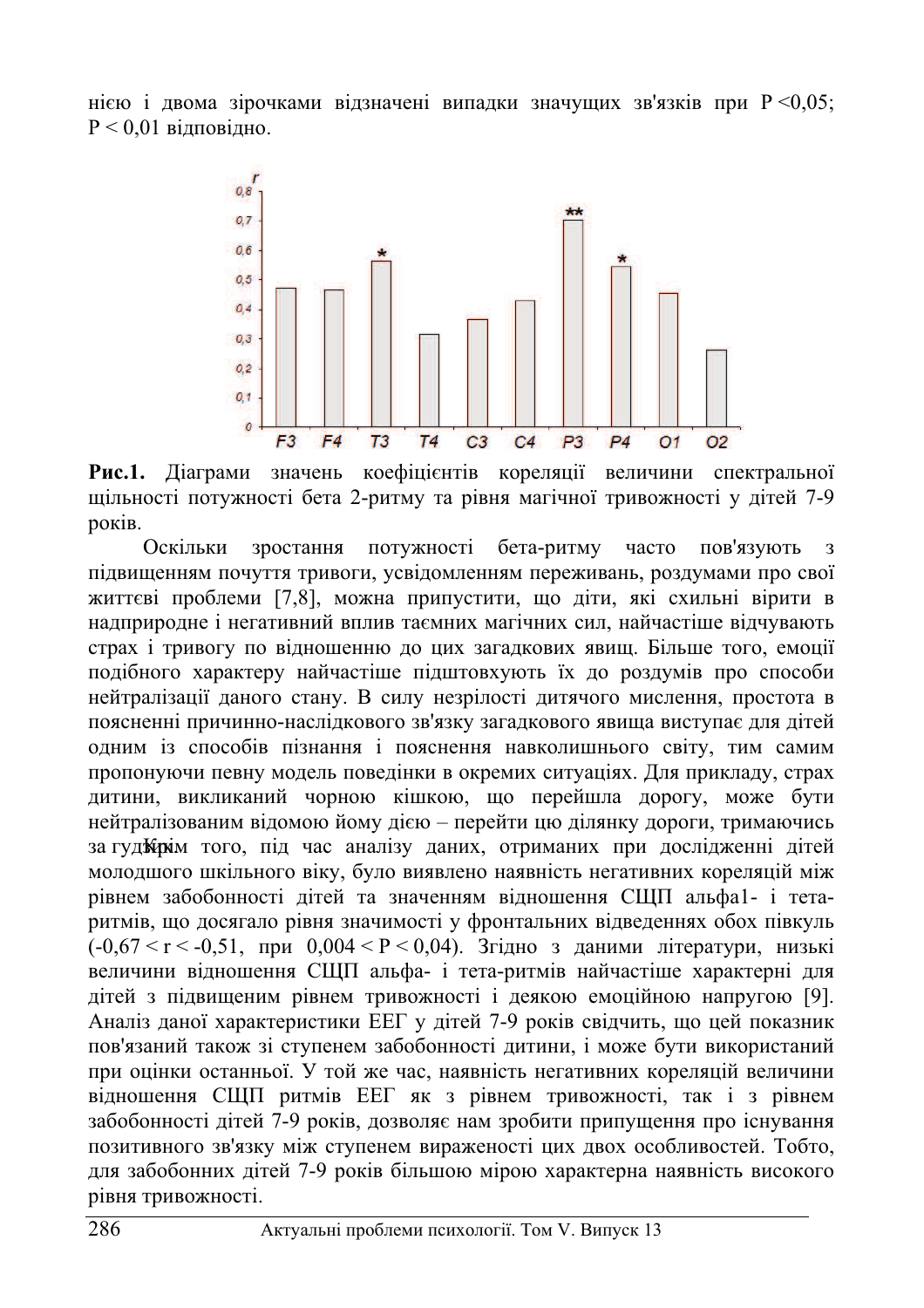нією і двома зірочками відзначені випадки значучих зв'язків при $P<0{,}05$; $P<0{,}01$ відповідно.

**Рис.1.** Діаграми значень коефіцієнтів кореляції величини спектральної щільності потужності бета 2-ритму та рівня магічної тривожності у дітей 7-9 років.

Оскільки зростання потужності бета-ритму часто пов'язують з підвищенням почуття тривоги, усвідомленням переживань, роздумами про свої життєві проблеми [7,8], можна припустити, що діти, які схильні вірити в надприродне і негативний вплив таємних магічних сил, найчастіше відчувають страх і тривогу по відношенню до цих загадкових явищ. Більше того, емоції подібного характеру найчастіше підштовхують їх до роздумів про способи нейтралізації даного стану. В силу незрілості дитячого мислення, простота в поясненні причинно-наслідкового зв'язку загадкового явища виступає для дітей одним із способів пізнання і пояснення навколишнього світу, тим самим пропонуючи певну модель поведінки в окремих ситуаціях. Для прикладу, страх дитини, викликаний чорною кішкою, що перейшла дорогу, може бути нейтралізованим відомою йому дією – перейти цю ділянку дороги, тримаючись за гудзик. Крім того, під час аналізу даних, отриманих при дослідженні дітей молодшого шкільного віку, було виявлено наявність негативних кореляцій між рівнем забобонності дітей та значенням відношення СЩП альфа1- і тета-ритмів, що досягало рівня значимості у фронтальних відведеннях обох півкуль ($-0{,}67<r<-0{,}51$, при $0{,}004<P<0{,}04$). Згідно з даними літератури, низькі величини відношення СЩП альфа- і тета-ритмів найчастіше характерні для дітей з підвищеним рівнем тривожності і деякою емоційною напругою [9]. Аналіз даної характеристики ЕЕГ у дітей 7-9 років свідчить, що цей показник пов'язаний також зі ступенем забобонності дитини, і може бути використаний при оцінки останньої. У той же час, наявність негативних кореляцій величини відношення СЩП ритмів ЕЕГ як з рівнем тривожності, так і з рівнем забобонності дітей 7-9 років, дозволяє нам зробити припущення про існування позитивного зв'язку між ступенем вираженості цих двох особливостей. Тобто, для забобонних дітей 7-9 років більшою мірою характерна наявність високого рівня тривожності.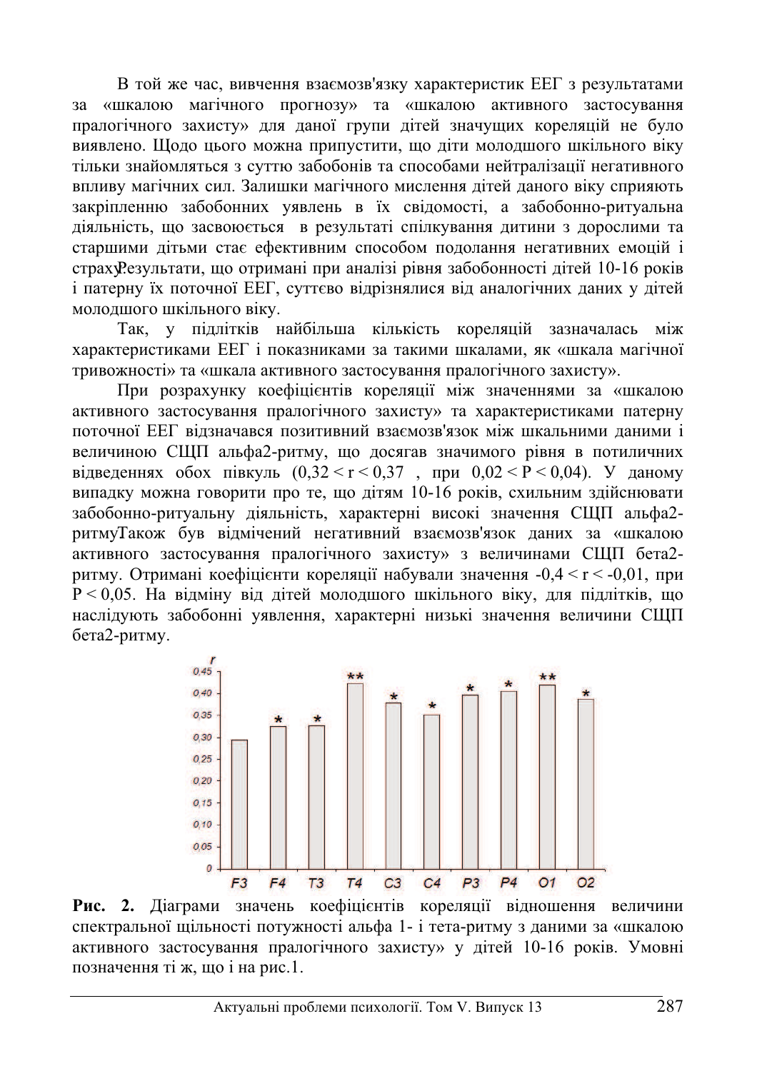В той же час, вивчення взаємозв'язку характеристик ЕЕГ з результатами за «шкалою магічного прогнозу» та «шкалою активного застосування пралогічного захисту» для даної групи дітей значущих кореляцій не було виявлено. Щодо цього можна припустити, що діти молодшого шкільного віку тільки знайомляться з суттю забобонів та способами нейтралізації негативного впливу магічних сил. Залишки магічного мислення дітей даного віку сприяють закріпленню забобонних уявлень в їх свідомості, а забобонно-ритуальна діяльність, що засвоюється в результаті спілкування дитини з дорослими та старшими дітьми стає ефективним способом подолання негативних емоцій і страху.Результати, що отримані при аналізі рівня забобонності дітей 10-16 років і патерну їх поточної ЕЕГ, суттєво відрізнялися від аналогічних даних у дітей молодшого шкільного віку.

Так, у підлітків найбільша кількість кореляцій зазначалась між характеристиками ЕЕГ і показниками за такими шкалами, як «шкала магічної тривожності» та «шкала активного застосування пралогічного захисту».

При розрахунку коефіцієнтів кореляції між значеннями за «шкалою активного застосування пралогічного захисту» та характеристиками патерну поточної ЕЕГ відзначався позитивний взаємозв'язок між шкальними даними і величиною СЩП альфа2-ритму, що досягав значимого рівня в потиличних відведеннях обох півкуль ($0,32 < r < 0,37$ , при $0,02 < P < 0,04$). У даному випадку можна говорити про те, що дітям 10-16 років, схильним здійснювати забобонно-ритуальну діяльність, характерні високі значення СЩП альфа2-ритмуТакож був відмічений негативний взаємозв'язок даних за «шкалою активного застосування пралогічного захисту» з величинами СЩП бета2-ритму. Отримані коефіцієнти кореляції набували значення $-0,4 < r < -0,01$, при $P < 0,05$. На відміну від дітей молодшого шкільного віку, для підлітків, що наслідують забобонні уявлення, характерні низькі значення величини СЩП бета2-ритму.

**Рис. 2.** Діаграми значень коефіцієнтів кореляції відношення величини спектральної щільності потужності альфа 1- і тета-ритму з даними за «шкалою активного застосування пралогічного захисту» у дітей 10-16 років. Умовні позначення ті ж, що і на рис.1.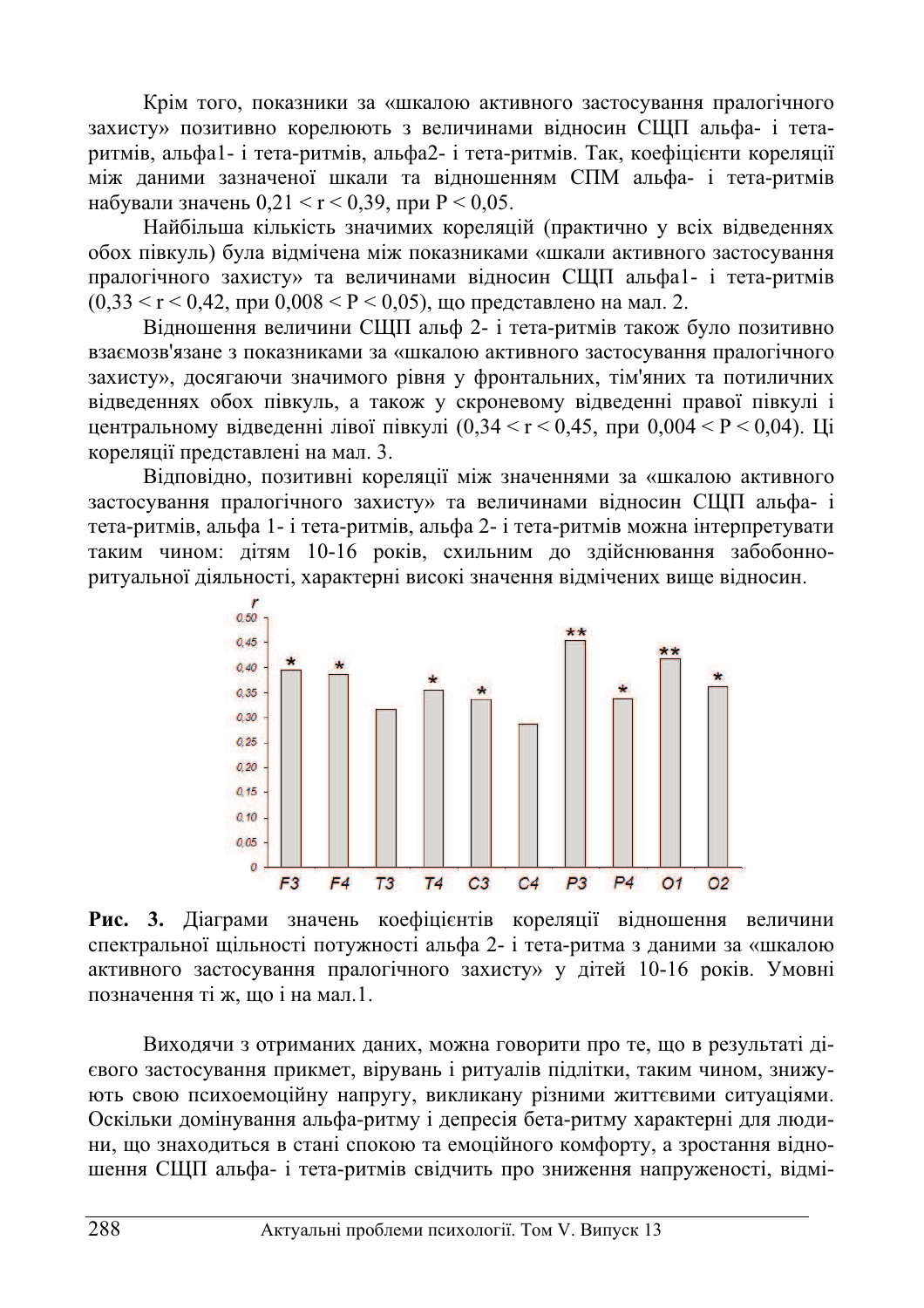Крім того, показники за «шкалою активного застосування пралогічного захисту» позитивно корелюють з величинами відносин СЩП альфа- і тета-ритмів, альфа1- і тета-ритмів, альфа2- і тета-ритмів. Так, коефіцієнти кореляції між даними зазначеної шкали та відношенням СПМ альфа- і тета-ритмів набували значень $0{,}21 < r < 0{,}39$, при $P < 0{,}05$.

Найбільша кількість значимих кореляцій (практично у всіх відведеннях обох півкуль) була відмічена між показниками «шкали активного застосування пралогічного захисту» та величинами відносин СЩП альфа1- і тета-ритмів ($0{,}33 < r < 0{,}42$, при $0{,}008 < P < 0{,}05$), що представлено на мал. 2.

Відношення величини СЩП альф 2- і тета-ритмів також було позитивно взаємозв'язане з показниками за «шкалою активного застосування пралогічного захисту», досягаючи значимого рівня у фронтальних, тім'яних та потиличних відведеннях обох півкуль, а також у скроневому відведенні правої півкулі і центральному відведенні лівої півкулі ($0{,}34 < r < 0{,}45$, при $0{,}004 < P < 0{,}04$). Ці кореляції представлені на мал. 3.

Відповідно, позитивні кореляції між значеннями за «шкалою активного застосування пралогічного захисту» та величинами відносин СЩП альфа- і тета-ритмів, альфа 1- і тета-ритмів, альфа 2- і тета-ритмів можна інтерпретувати таким чином: дітям 10-16 років, схильним до здійснювання забобонно-ритуальної діяльності, характерні високі значення відмічених вище відносин.

**Рис. 3.** Діаграми значень коефіцієнтів кореляції відношення величини спектральної щільності потужності альфа 2- і тета-ритма з даними за «шкалою активного застосування пралогічного захисту» у дітей 10-16 років. Умовні позначення ті ж, що і на мал.1.

Виходячи з отриманих даних, можна говорити про те, що в результаті дієвого застосування прикмет, вірувань і ритуалів підлітки, таким чином, знижують свою психоемоційну напругу, викликану різними життєвими ситуаціями. Оскільки домінування альфа-ритму і депресія бета-ритму характерні для людини, що знаходиться в стані спокою та емоційного комфорту, а зростання відношення СЩП альфа- і тета-ритмів свідчить про зниження напруженості, відмі-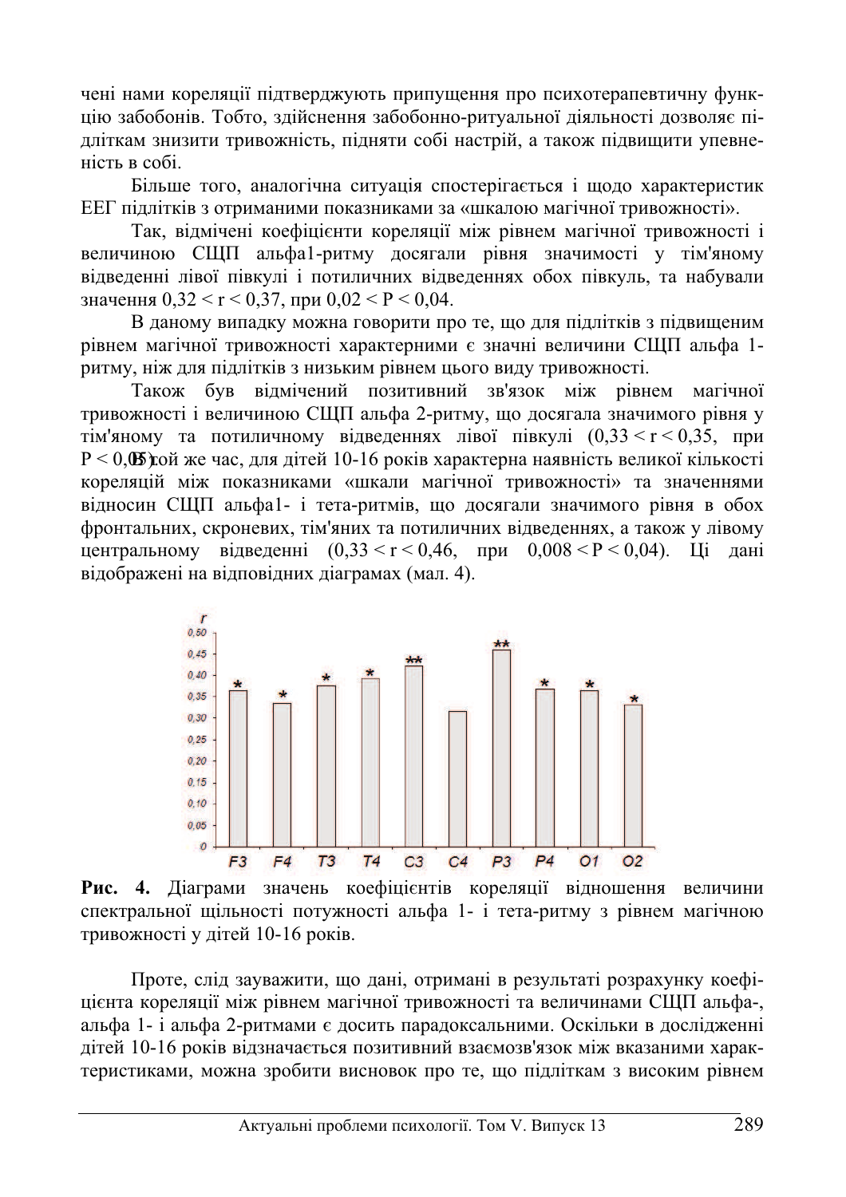чені нами кореляції підтверджують припущення про психотерапевтичну функцію забобонів. Тобто, здійснення забобонно-ритуальної діяльності дозволяє підліткам знизити тривожність, підняти собі настрій, а також підвищити упевненість в собі.

Більше того, аналогічна ситуація спостерігається і щодо характеристик ЕЕГ підлітків з отриманими показниками за «шкалою магічної тривожності».

Так, відмічені коефіцієнти кореляції між рівнем магічної тривожності і величиною СЩП альфа1-ритму досягали рівня значимості у тім'яному відведенні лівої півкулі і потиличних відведеннях обох півкуль, та набували значення $0,32 < r < 0,37$, при $0,02 < P < 0,04$.

В даному випадку можна говорити про те, що для підлітків з підвищеним рівнем магічної тривожності характерними є значні величини СЩП альфа 1-ритму, ніж для підлітків з низьким рівнем цього виду тривожності.

Також був відмічений позитивний зв'язок між рівнем магічної тривожності і величиною СЩП альфа 2-ритму, що досягала значимого рівня у тім'яному та потиличному відведеннях лівої півкулі ($0,33 < r < 0,35$, при $P < 0,05$). В той же час, для дітей 10-16 років характерна наявність великої кількості кореляцій між показниками «шкали магічної тривожності» та значеннями відносин СЩП альфа1- і тета-ритмів, що досягали значимого рівня в обох фронтальних, скроневих, тім'яних та потиличних відведеннях, а також у лівому центральному відведенні ($0,33 < r < 0,46$, при $0,008 < P < 0,04$). Ці дані відображені на відповідних діаграмах (мал. 4).

**Рис. 4.** Діаграми значень коефіцієнтів кореляції відношення величини спектральної щільності потужності альфа 1- і тета-ритму з рівнем магічною тривожності у дітей 10-16 років.

Проте, слід зауважити, що дані, отримані в результаті розрахунку коефіцієнта кореляції між рівнем магічної тривожності та величинами СЩП альфа-, альфа 1- і альфа 2-ритмами є досить парадоксальними. Оскільки в дослідженні дітей 10-16 років відзначається позитивний взаємозв'язок між вказаними характеристиками, можна зробити висновок про те, що підліткам з високим рівнем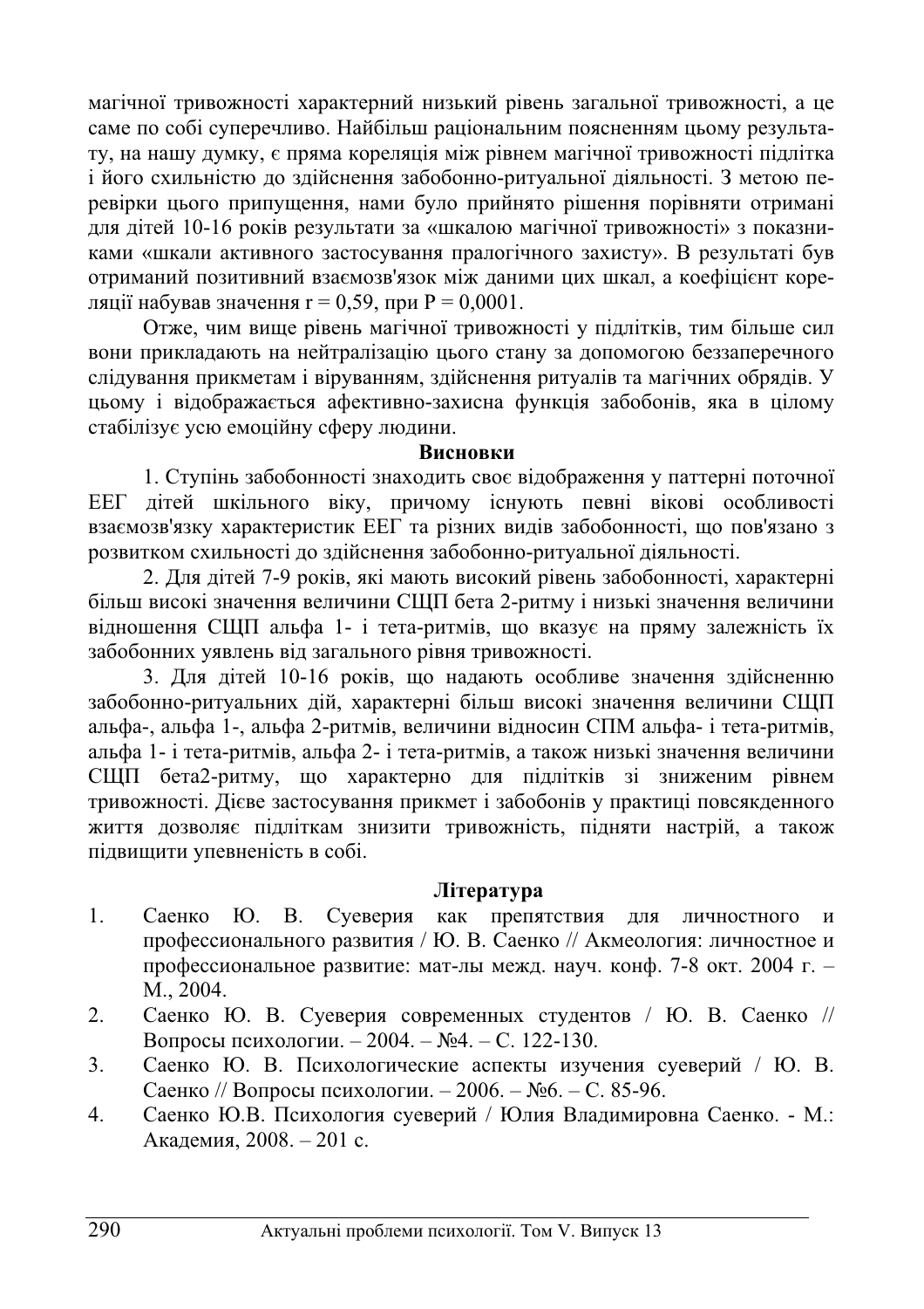магічної тривожності характерний низький рівень загальної тривожності, а це саме по собі суперечливо. Найбільш раціональним поясненням цьому результату, на нашу думку, є пряма кореляція між рівнем магічної тривожності підлітка і його схильністю до здійснення забобонно-ритуальної діяльності. З метою перевірки цього припущення, нами було прийнято рішення порівняти отримані для дітей 10-16 років результати за «шкалою магічної тривожності» з показниками «шкали активного застосування пралогічного захисту». В результаті був отриманий позитивний взаємозв'язок між даними цих шкал, а коефіцієнт кореляції набував значення $r = 0{,}59$, при $P = 0{,}0001$.

Отже, чим вище рівень магічної тривожності у підлітків, тим більше сил вони прикладають на нейтралізацію цього стану за допомогою беззаперечного слідування прикметам і віруванням, здійснення ритуалів та магічних обрядів. У цьому і відображається афективно-захисна функція забобонів, яка в цілому стабілізує усю емоційну сферу людини.

## Висновки

1. Ступінь забобонності знаходить своє відображення у паттерні поточної ЕЕГ дітей шкільного віку, причому існують певні вікові особливості взаємозв'язку характеристик ЕЕГ та різних видів забобонності, що пов'язано з розвитком схильності до здійснення забобонно-ритуальної діяльності.

2. Для дітей 7-9 років, які мають високий рівень забобонності, характерні більш високі значення величини СЩП бета 2-ритму і низькі значення величини відношення СЩП альфа 1- і тета-ритмів, що вказує на пряму залежність їх забобонних уявлень від загального рівня тривожності.

3. Для дітей 10-16 років, що надають особливе значення здійсненню забобонно-ритуальних дій, характерні більш високі значення величини СЩП альфа-, альфа 1-, альфа 2-ритмів, величини відносин СПМ альфа- і тета-ритмів, альфа 1- і тета-ритмів, альфа 2- і тета-ритмів, а також низькі значення величини СЩП бета2-ритму, що характерно для підлітків зі зниженим рівнем тривожності. Дієве застосування прикмет і забобонів у практиці повсякденного життя дозволяє підліткам знизити тривожність, підняти настрій, а також підвищити упевненість в собі.

## Література

1. Саенко Ю. В. Суеверия как препятствия для личностного и профессионального развития / Ю. В. Саенко // Акмеология: личностное и профессиональное развитие: мат-лы межд. науч. конф. 7-8 окт. 2004 г. – М., 2004.
2. Саенко Ю. В. Суеверия современных студентов / Ю. В. Саенко // Вопросы психологии. – 2004. – №4. – С. 122-130.
3. Саенко Ю. В. Психологические аспекты изучения суеверий / Ю. В. Саенко // Вопросы психологии. – 2006. – №6. – С. 85-96.
4. Саенко Ю.В. Психология суеверий / Юлия Владимировна Саенко. - М.: Академия, 2008. – 201 с.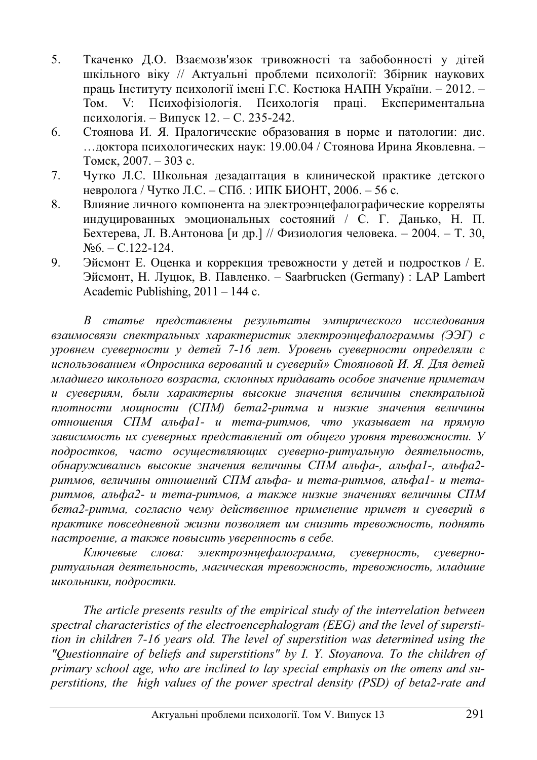5. Ткаченко Д.О. Взаємозв'язок тривожності та забобонності у дітей шкільного віку // Актуальні проблеми психології: Збірник наукових праць Інституту психології імені Г.С. Костюка НАПН України. – 2012. – Том. V: Психофізіологія. Психологія праці. Експериментальна психологія. – Випуск 12. – С. 235-242.
6. Стоянова И. Я. Пралогические образования в норме и патологии: дис. …доктора психологических наук: 19.00.04 / Стоянова Ирина Яковлевна. – Томск, 2007. – 303 с.
7. Чутко Л.С. Школьная дезадаптация в клинической практике детского невролога / Чутко Л.С. – СПб. : ИПК БИОНТ, 2006. – 56 с.
8. Влияние личного компонента на электроэнцефалографические корреляты индуцированных эмоциональных состояний / С. Г. Данько, Н. П. Бехтерева, Л. В.Антонова [и др.] // Физиология человека. – 2004. – Т. 30, №6. – С.122-124.
9. Эйсмонт Е. Оценка и коррекция тревожности у детей и подростков / Е. Эйсмонт, Н. Луцюк, В. Павленко. – Saarbrucken (Germany) : LAP Lambert Academic Publishing, 2011 – 144 с.

*В статье представлены результаты эмпирического исследования взаимосвязи спектральных характеристик электроэнцефалограммы (ЭЭГ) с уровнем суеверности у детей 7-16 лет. Уровень суеверности определяли с использованием «Опросника верований и суеверий» Стояновой И. Я. Для детей младшего школьного возраста, склонных придавать особое значение приметам и суевериям, были характерны высокие значения величины спектральной плотности мощности (СПМ) бета2-ритма и низкие значения величины отношения СПМ альфа1- и тета-ритмов, что указывает на прямую зависимость их суеверных представлений от общего уровня тревожности. У подростков, часто осуществляющих суеверно-ритуальную деятельность, обнаруживались высокие значения величины СПМ альфа-, альфа1-, альфа2-ритмов, величины отношений СПМ альфа- и тета-ритмов, альфа1- и тета-ритмов, альфа2- и тета-ритмов, а также низкие значениях величины СПМ бета2-ритма, согласно чему действенное применение примет и суеверий в практике повседневной жизни позволяет им снизить тревожность, поднять настроение, а также повысить уверенность в себе.*

*Ключевые слова: электроэнцефалограмма, суеверность, суеверно-ритуальная деятельность, магическая тревожность, тревожность, младшие школьники, подростки.*

*The article presents results of the empirical study of the interrelation between spectral characteristics of the electroencephalogram (EEG) and the level of superstition in children 7-16 years old. The level of superstition was determined using the "Questionnaire of beliefs and superstitions" by I. Y. Stoyanova. To the children of primary school age, who are inclined to lay special emphasis on the omens and superstitions, the high values of the power spectral density (PSD) of beta2-rate and*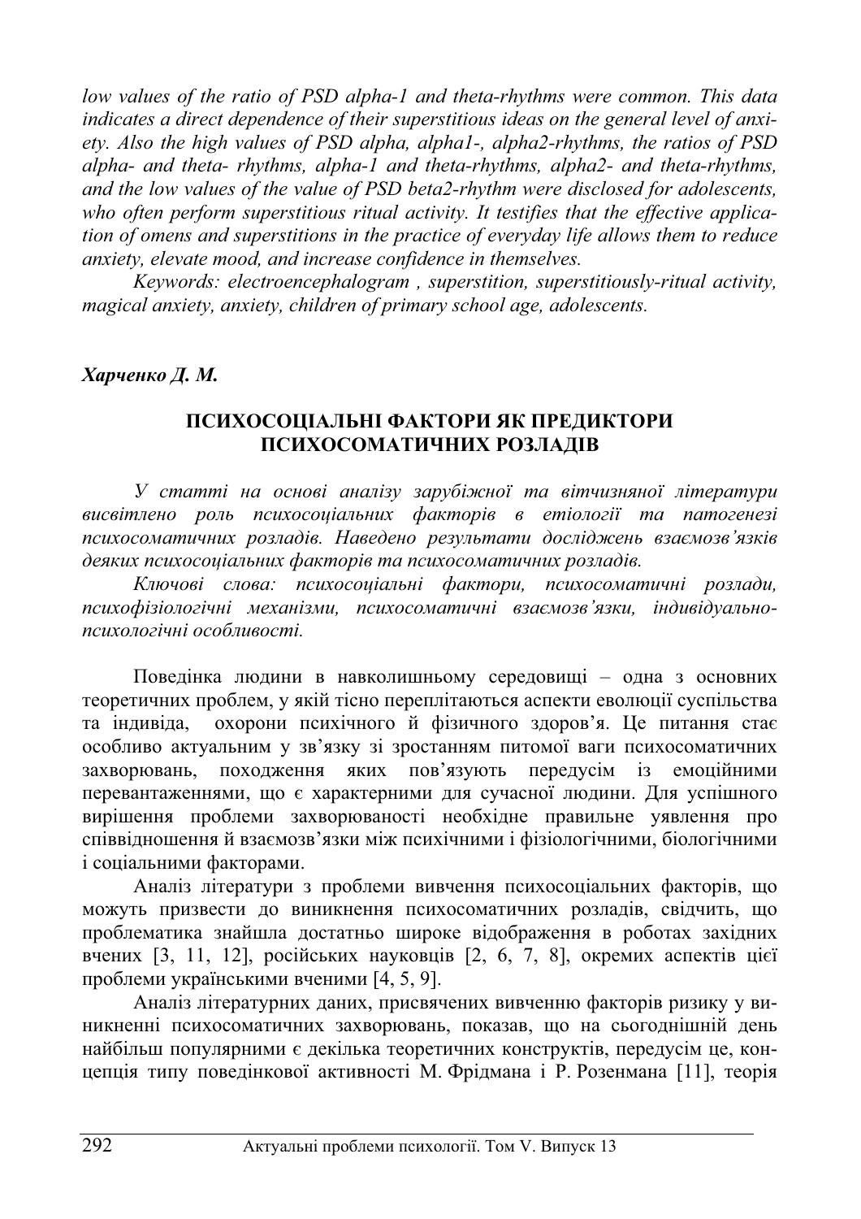*low values of the ratio of PSD alpha-1 and theta-rhythms were common. This data indicates a direct dependence of their superstitious ideas on the general level of anxiety. Also the high values of PSD alpha, alpha1-, alpha2-rhythms, the ratios of PSD alpha- and theta- rhythms, alpha-1 and theta-rhythms, alpha2- and theta-rhythms, and the low values of the value of PSD beta2-rhythm were disclosed for adolescents, who often perform superstitious ritual activity. It testifies that the effective application of omens and superstitions in the practice of everyday life allows them to reduce anxiety, elevate mood, and increase confidence in themselves.*

*Keywords: electroencephalogram , superstition, superstitiously-ritual activity, magical anxiety, anxiety, children of primary school age, adolescents.*

***Харченко Д. М.***

## ПСИХОСОЦІАЛЬНІ ФАКТОРИ ЯК ПРЕДИКТОРИ ПСИХОСОМАТИЧНИХ РОЗЛАДІВ

*У статті на основі аналізу зарубіжної та вітчизняної літератури висвітлено роль психосоціальних факторів в етіології та патогенезі психосоматичних розладів. Наведено результати досліджень взаємозв'язків деяких психосоціальних факторів та психосоматичних розладів.*

*Ключові слова: психосоціальні фактори, психосоматичні розлади, психофізіологічні механізми, психосоматичні взаємозв'язки, індивідуально-психологічні особливості.*

Поведінка людини в навколишньому середовищі – одна з основних теоретичних проблем, у якій тісно переплітаються аспекти еволюції суспільства та індивіда, охорони психічного й фізичного здоров'я. Це питання стає особливо актуальним у зв'язку зі зростанням питомої ваги психосоматичних захворювань, походження яких пов'язують передусім із емоційними перевантаженнями, що є характерними для сучасної людини. Для успішного вирішення проблеми захворюваності необхідне правильне уявлення про співвідношення й взаємозв'язки між психічними і фізіологічними, біологічними і соціальними факторами.

Аналіз літератури з проблеми вивчення психосоціальних факторів, що можуть призвести до виникнення психосоматичних розладів, свідчить, що проблематика знайшла достатньо широке відображення в роботах західних вчених [3, 11, 12], російських науковців [2, 6, 7, 8], окремих аспектів цієї проблеми українськими вченими [4, 5, 9].

Аналіз літературних даних, присвячених вивченню факторів ризику у виникненні психосоматичних захворювань, показав, що на сьогоднішній день найбільш популярними є декілька теоретичних конструктів, передусім це, концепція типу поведінкової активності М. Фрідмана і Р. Розенмана [11], теорія